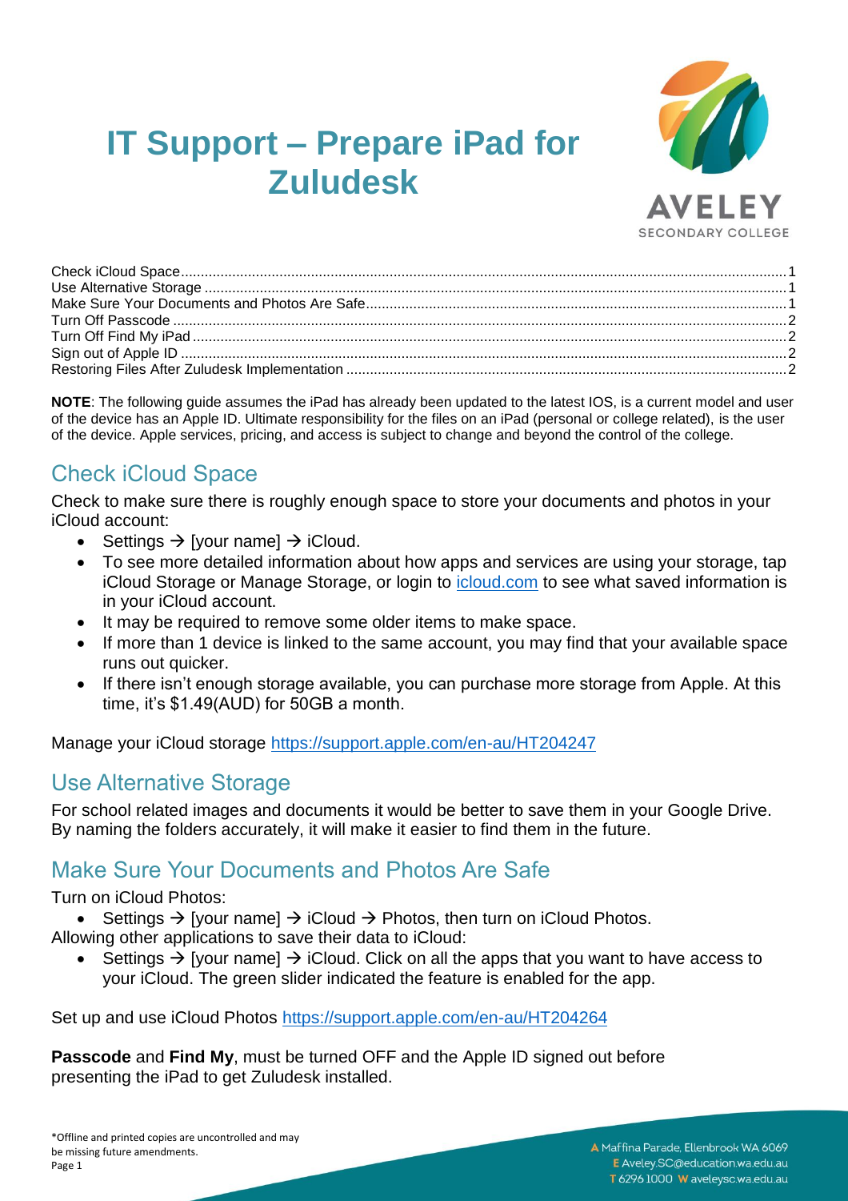# IT Support – Prepare iPad for Zuludesk

AVELEY SECONDARY COLLEGE

Check iCloud Space .......... 1
Use Alternative Storage .......... 1
Make Sure Your Documents and Photos Are Safe .......... 1
Turn Off Passcode .......... 2
Turn Off Find My iPad .......... 2
Sign out of Apple ID .......... 2
Restoring Files After Zuludesk Implementation .......... 2

**NOTE**: The following guide assumes the iPad has already been updated to the latest IOS, is a current model and user of the device has an Apple ID. Ultimate responsibility for the files on an iPad (personal or college related), is the user of the device. Apple services, pricing, and access is subject to change and beyond the control of the college.

## Check iCloud Space

Check to make sure there is roughly enough space to store your documents and photos in your iCloud account:

- Settings → [your name] → iCloud.
- To see more detailed information about how apps and services are using your storage, tap iCloud Storage or Manage Storage, or login to icloud.com to see what saved information is in your iCloud account.
- It may be required to remove some older items to make space.
- If more than 1 device is linked to the same account, you may find that your available space runs out quicker.
- If there isn't enough storage available, you can purchase more storage from Apple. At this time, it's $1.49(AUD) for 50GB a month.

Manage your iCloud storage https://support.apple.com/en-au/HT204247

## Use Alternative Storage

For school related images and documents it would be better to save them in your Google Drive. By naming the folders accurately, it will make it easier to find them in the future.

## Make Sure Your Documents and Photos Are Safe

Turn on iCloud Photos:

- Settings → [your name] → iCloud → Photos, then turn on iCloud Photos.

Allowing other applications to save their data to iCloud:

- Settings → [your name] → iCloud. Click on all the apps that you want to have access to your iCloud. The green slider indicated the feature is enabled for the app.

Set up and use iCloud Photos https://support.apple.com/en-au/HT204264

**Passcode** and **Find My**, must be turned OFF and the Apple ID signed out before presenting the iPad to get Zuludesk installed.

*Offline and printed copies are uncontrolled and may be missing future amendments.

A Maffina Parade, Ellenbrook WA 6069
E Aveley.SC@education.wa.edu.au
T 6296 1000 W aveleysc.wa.edu.au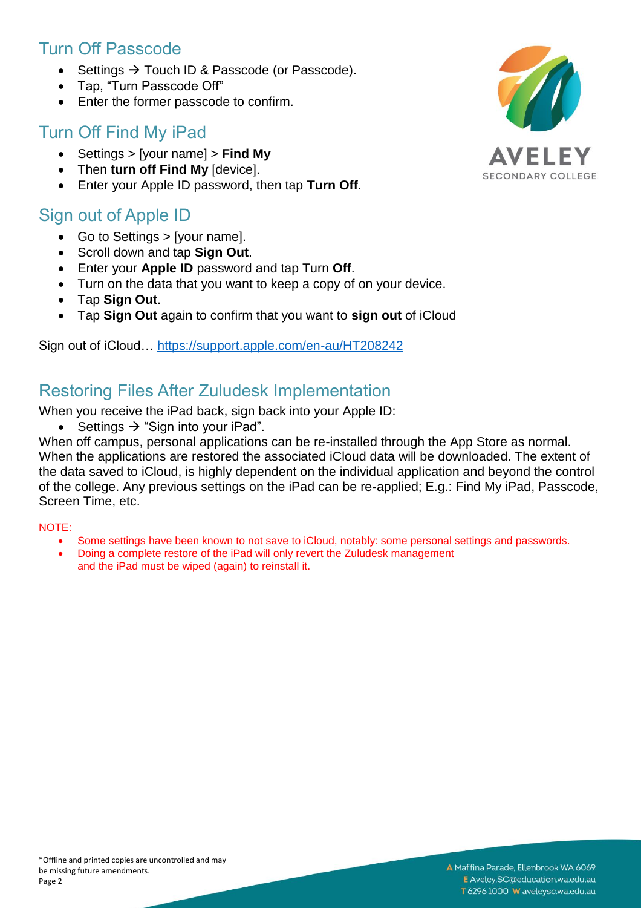## Turn Off Passcode

- Settings → Touch ID & Passcode (or Passcode).
- Tap, "Turn Passcode Off"
- Enter the former passcode to confirm.

## Turn Off Find My iPad

- Settings > [your name] > **Find My**
- Then **turn off Find My** [device].
- Enter your Apple ID password, then tap **Turn Off**.

## Sign out of Apple ID

- Go to Settings > [your name].
- Scroll down and tap **Sign Out**.
- Enter your **Apple ID** password and tap Turn **Off**.
- Turn on the data that you want to keep a copy of on your device.
- Tap **Sign Out**.
- Tap **Sign Out** again to confirm that you want to **sign out** of iCloud

Sign out of iCloud… https://support.apple.com/en-au/HT208242

## Restoring Files After Zuludesk Implementation

When you receive the iPad back, sign back into your Apple ID:

- Settings → "Sign into your iPad".

When off campus, personal applications can be re-installed through the App Store as normal. When the applications are restored the associated iCloud data will be downloaded. The extent of the data saved to iCloud, is highly dependent on the individual application and beyond the control of the college. Any previous settings on the iPad can be re-applied; E.g.: Find My iPad, Passcode, Screen Time, etc.

NOTE:

- Some settings have been known to not save to iCloud, notably: some personal settings and passwords.
- Doing a complete restore of the iPad will only revert the Zuludesk management and the iPad must be wiped (again) to reinstall it.

*Offline and printed copies are uncontrolled and may be missing future amendments.

A Maffina Parade, Ellenbrook WA 6069
E Aveley.SC@education.wa.edu.au
T 6296 1000 W aveleysc.wa.edu.au